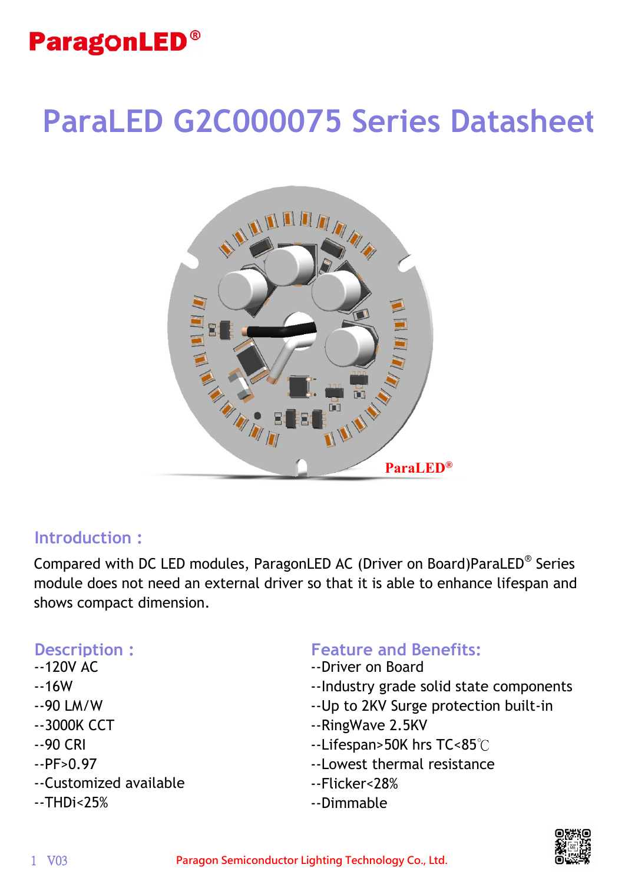ParagonLED®

# ParaLED G2C000075 Series Datasheet

## Introduction :

Compared with DC LED modules, ParagonLED AC (Driver on Board)ParaLED® Series module does not need an external driver so that it is able to enhance lifespan and shows compact dimension.

## Description :

--120V AC
--16W
--90 LM/W
--3000K CCT
--90 CRI
--PF>0.97
--Customized available
--THDi<25%

## Feature and Benefits:

--Driver on Board
--Industry grade solid state components
--Up to 2KV Surge protection built-in
--RingWave 2.5KV
--Lifespan>50K hrs TC<85℃
--Lowest thermal resistance
--Flicker<28%
--Dimmable

V03

Paragon Semiconductor Lighting Technology Co., Ltd.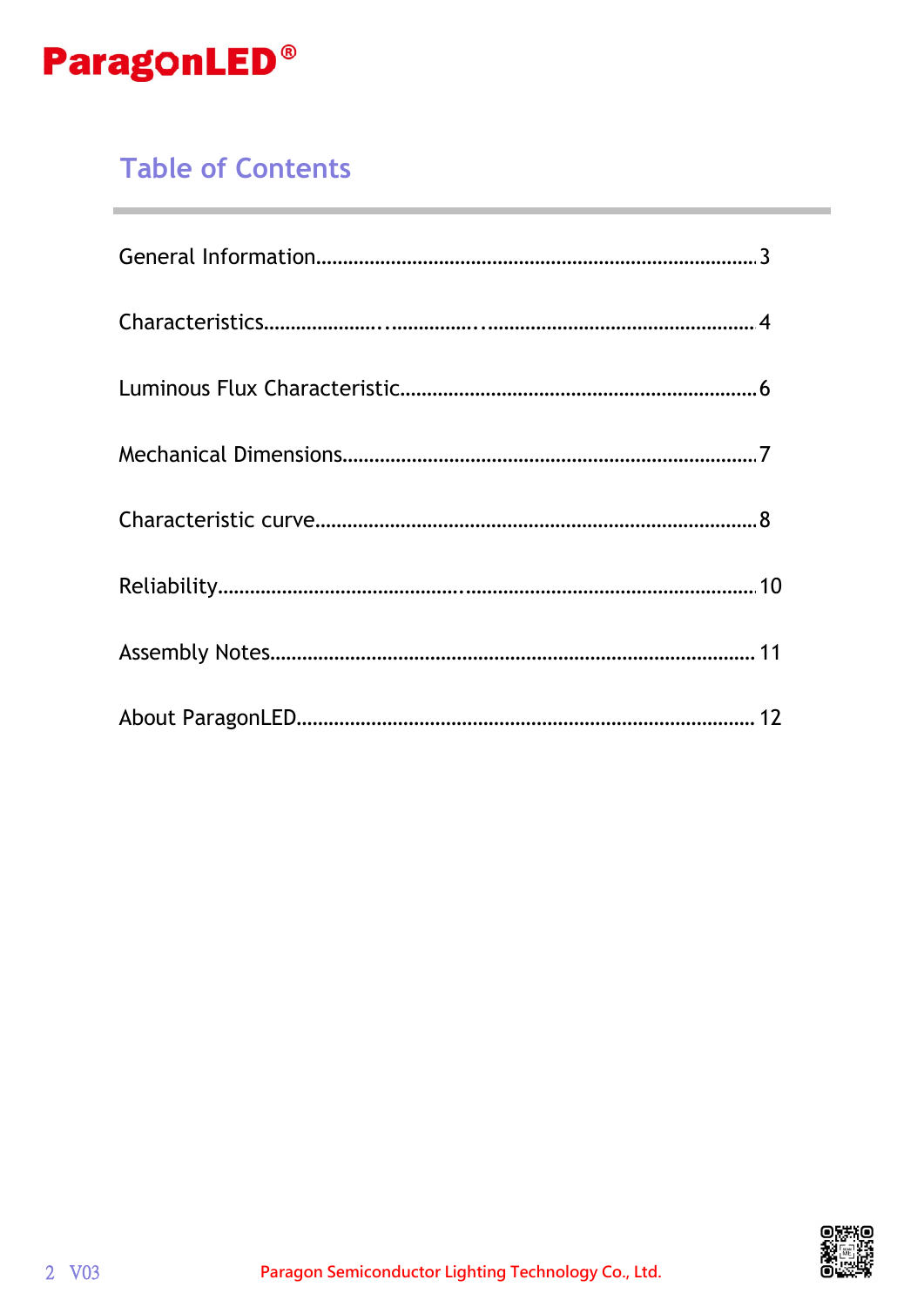# Table of Contents

General Information.................................................................................3

Characteristics.....................................................................................4

Luminous Flux Characteristic...................................................................6

Mechanical Dimensions...........................................................................7

Characteristic curve.................................................................................8

Reliability..............................................................................................10

Assembly Notes.....................................................................................11

About ParagonLED..................................................................................12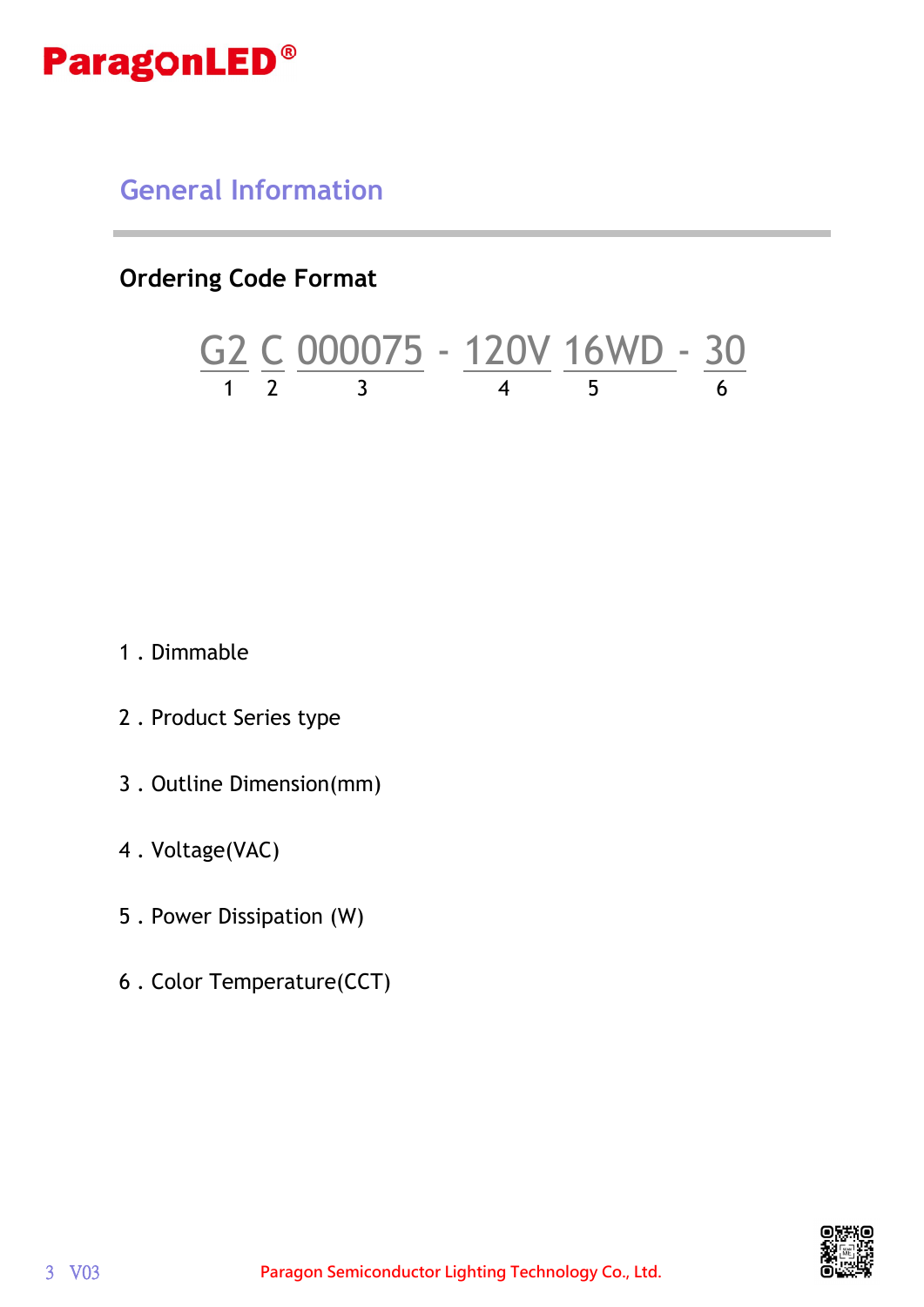## General Information

### Ordering Code Format

| G2 | C | 000075 | - | 120V | 16WD | - | 30 |
|---|---|---|---|---|---|---|---|
| 1 | 2 | 3 | | 4 | 5 | | 6 |

1 . Dimmable

2 . Product Series type

3 . Outline Dimension(mm)

4 . Voltage(VAC)

5 . Power Dissipation (W)

6 . Color Temperature(CCT)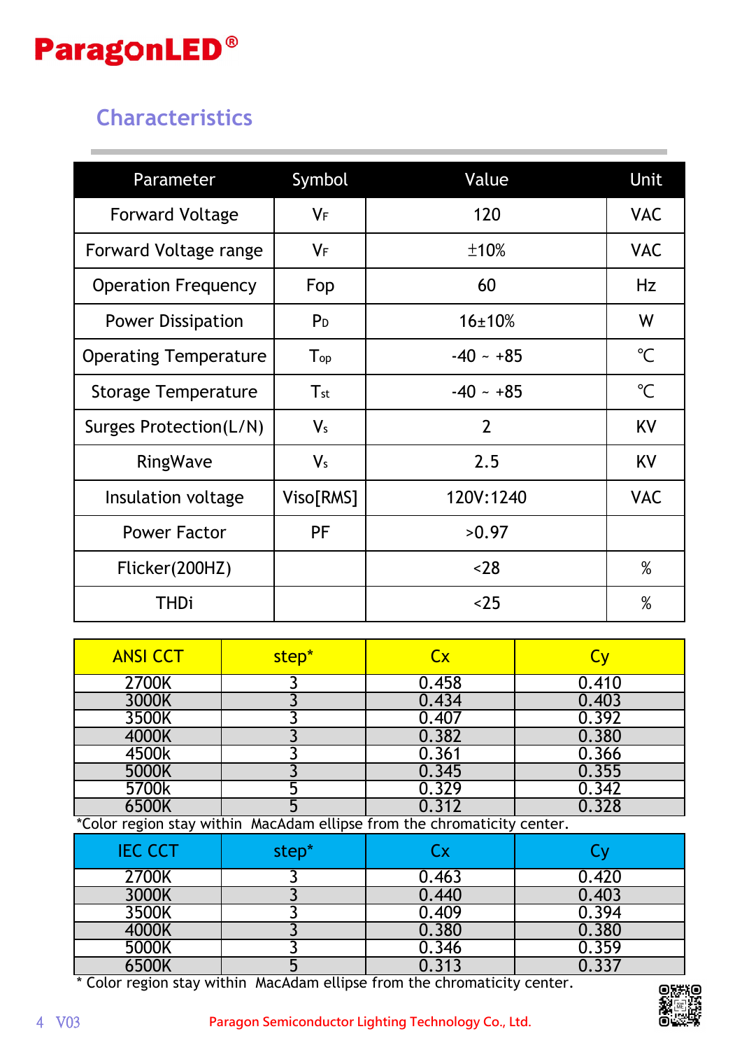## Characteristics

| Parameter | Symbol | Value | Unit |
|---|---|---|---|
| Forward Voltage | $V_F$ | 120 | VAC |
| Forward Voltage range | $V_F$ | ±10% | VAC |
| Operation Frequency | Fop | 60 | Hz |
| Power Dissipation | $P_D$ | 16±10% | W |
| Operating Temperature | $T_{op}$ | -40 ~ +85 | ℃ |
| Storage Temperature | $T_{st}$ | -40 ~ +85 | ℃ |
| Surges Protection(L/N) | $V_s$ | 2 | KV |
| RingWave | $V_s$ | 2.5 | KV |
| Insulation voltage | Viso[RMS] | 120V:1240 | VAC |
| Power Factor | PF | >0.97 | |
| Flicker(200HZ) | | <28 | % |
| THDi | | <25 | % |

| ANSI CCT | step* | Cx | Cy |
|---|---|---|---|
| 2700K | 3 | 0.458 | 0.410 |
| 3000K | 3 | 0.434 | 0.403 |
| 3500K | 3 | 0.407 | 0.392 |
| 4000K | 3 | 0.382 | 0.380 |
| 4500k | 3 | 0.361 | 0.366 |
| 5000K | 3 | 0.345 | 0.355 |
| 5700k | 5 | 0.329 | 0.342 |
| 6500K | 5 | 0.312 | 0.328 |

*Color region stay within MacAdam ellipse from the chromaticity center.

| IEC CCT | step* | Cx | Cy |
|---|---|---|---|
| 2700K | 3 | 0.463 | 0.420 |
| 3000K | 3 | 0.440 | 0.403 |
| 3500K | 3 | 0.409 | 0.394 |
| 4000K | 3 | 0.380 | 0.380 |
| 5000K | 3 | 0.346 | 0.359 |
| 6500K | 5 | 0.313 | 0.337 |

* Color region stay within MacAdam ellipse from the chromaticity center.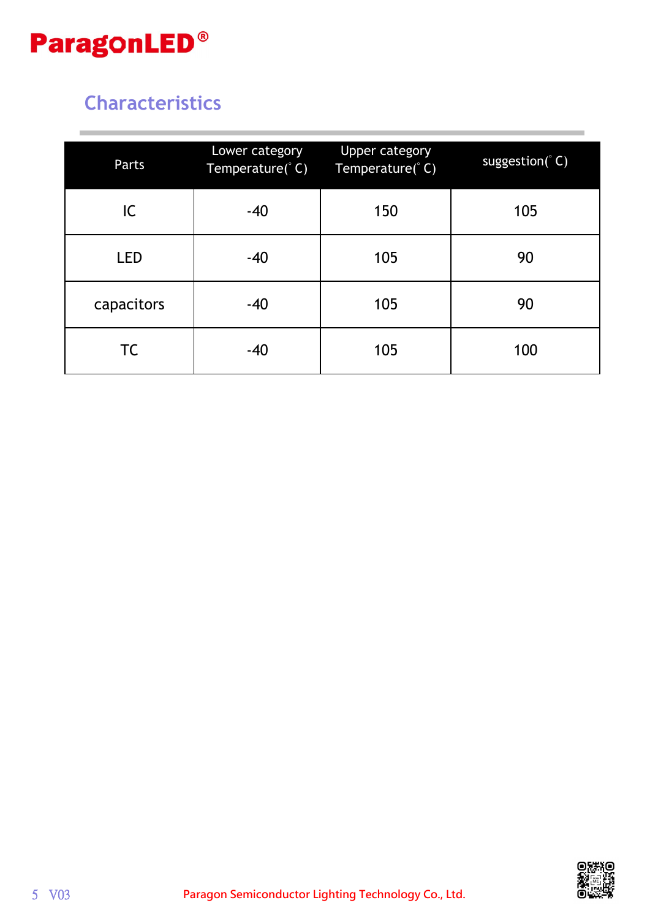## Characteristics

| Parts | Lower category Temperature(° C) | Upper category Temperature(° C) | suggestion(° C) |
|---|---|---|---|
| IC | -40 | 150 | 105 |
| LED | -40 | 105 | 90 |
| capacitors | -40 | 105 | 90 |
| TC | -40 | 105 | 100 |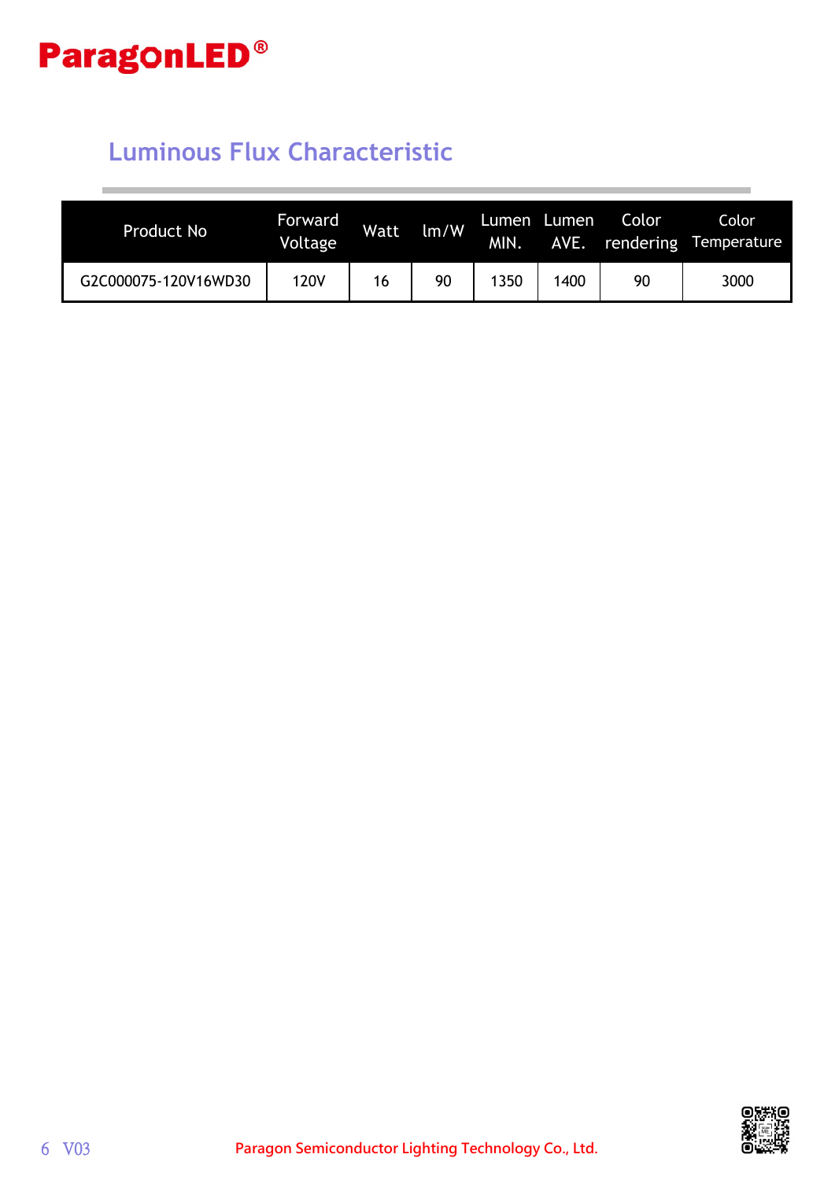## Luminous Flux Characteristic

| Product No | Forward Voltage | Watt | lm/W | Lumen MIN. | Lumen AVE. | Color rendering | Color Temperature |
|---|---|---|---|---|---|---|---|
| G2C000075-120V16WD30 | 120V | 16 | 90 | 1350 | 1400 | 90 | 3000 |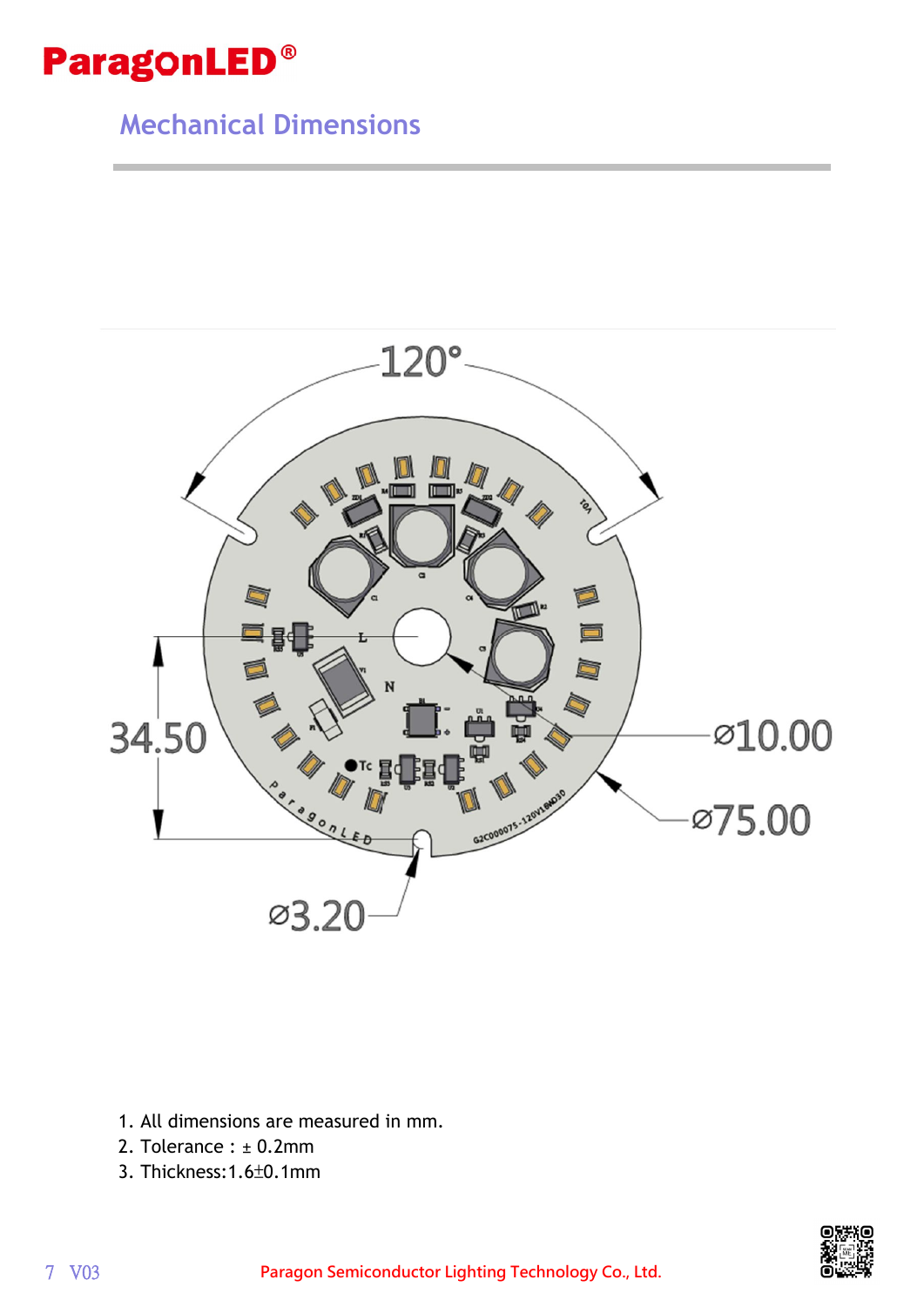## Mechanical Dimensions

1. All dimensions are measured in mm.
2. Tolerance : ± 0.2mm
3. Thickness:1.6±0.1mm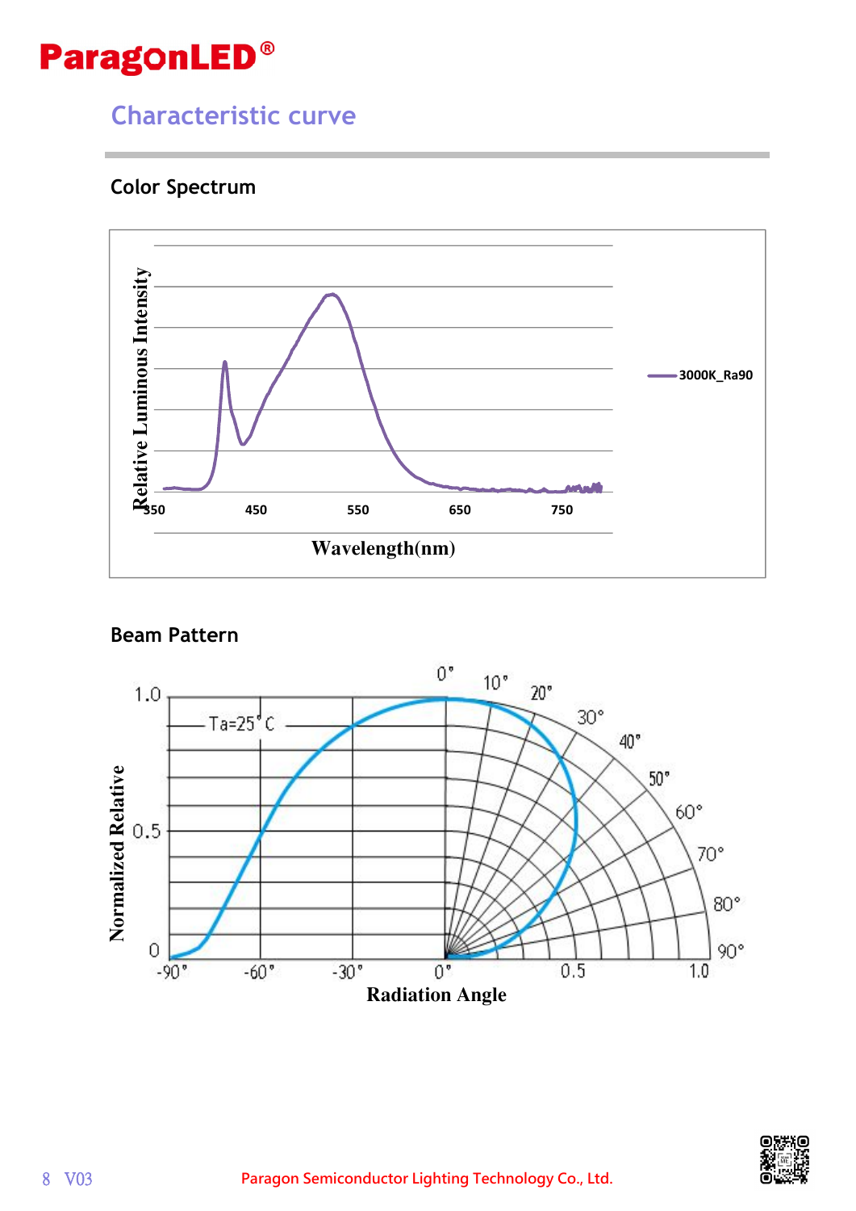## Characteristic curve

### Color Spectrum

Relative Luminous Intensity

350 450 550 650 750

Wavelength(nm)

3000K_Ra90

### Beam Pattern

1.0
Ta=25°C
0.5
0

Normalized Relative

-90° -60° -30° 0° 0.5 1.0

0° 10° 20° 30° 40° 50° 60° 70° 80° 90°

Radiation Angle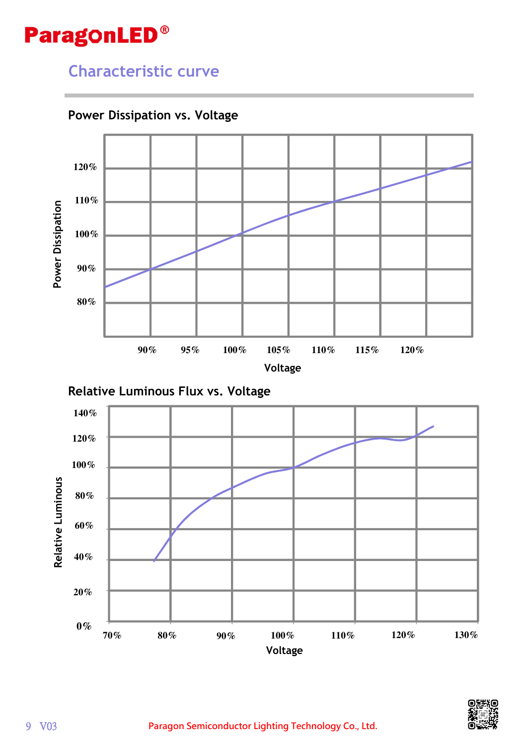## Characteristic curve

### Power Dissipation vs. Voltage

Power Dissipation: 80%, 90%, 100%, 110%, 120%

Voltage: 90%, 95%, 100%, 105%, 110%, 115%, 120%

### Relative Luminous Flux vs. Voltage

Relative Luminous: 0%, 20%, 40%, 60%, 80%, 100%, 120%, 140%

Voltage: 70%, 80%, 90%, 100%, 110%, 120%, 130%

Paragon Semiconductor Lighting Technology Co., Ltd.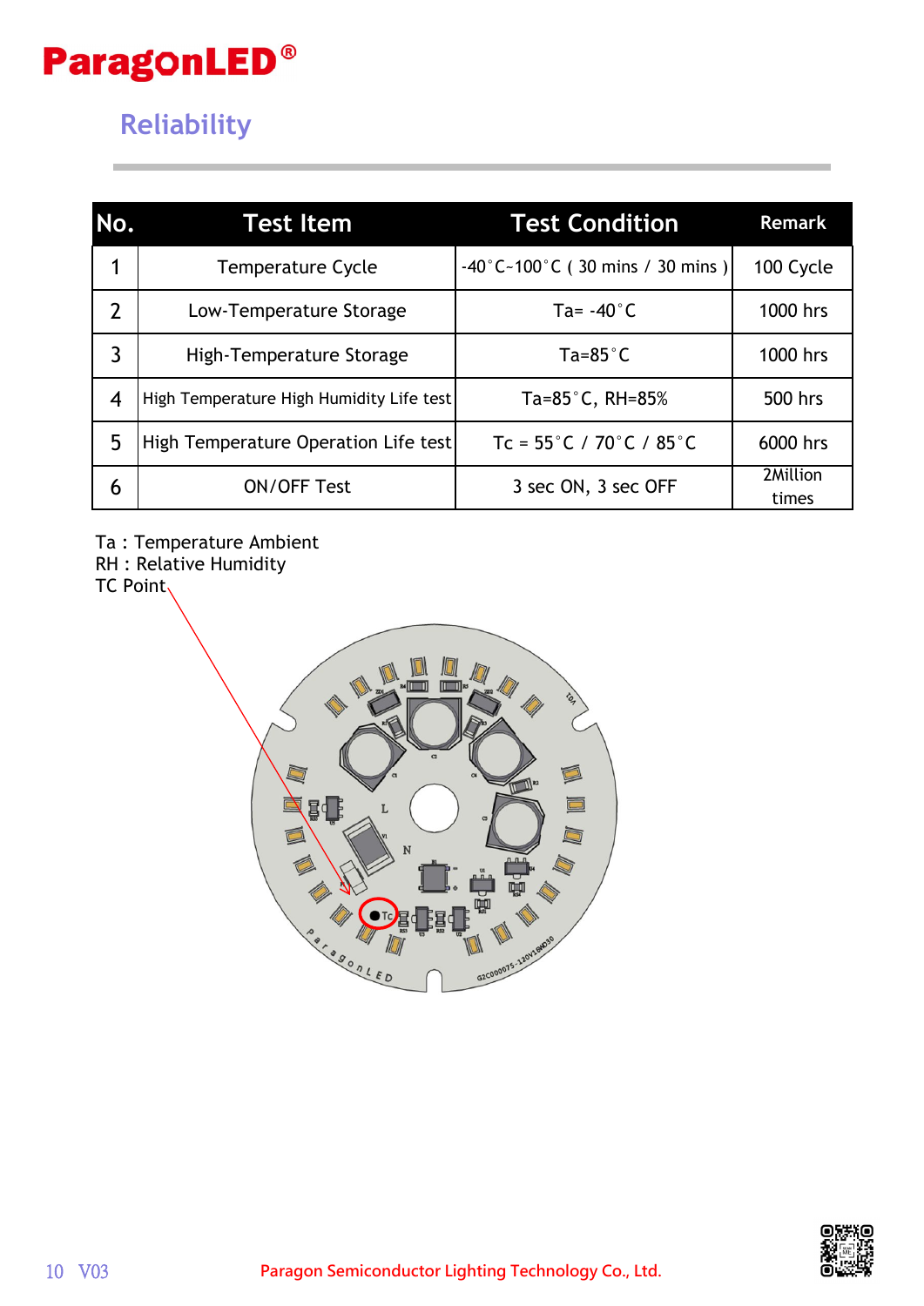# Reliability

| No. | Test Item | Test Condition | Remark |
|---|---|---|---|
| 1 | Temperature Cycle | -40°C~100°C ( 30 mins / 30 mins ) | 100 Cycle |
| 2 | Low-Temperature Storage | Ta= -40°C | 1000 hrs |
| 3 | High-Temperature Storage | Ta=85°C | 1000 hrs |
| 4 | High Temperature High Humidity Life test | Ta=85°C, RH=85% | 500 hrs |
| 5 | High Temperature Operation Life test | Tc = 55°C / 70°C / 85°C | 6000 hrs |
| 6 | ON/OFF Test | 3 sec ON, 3 sec OFF | 2Million times |

Ta : Temperature Ambient
RH : Relative Humidity
TC Point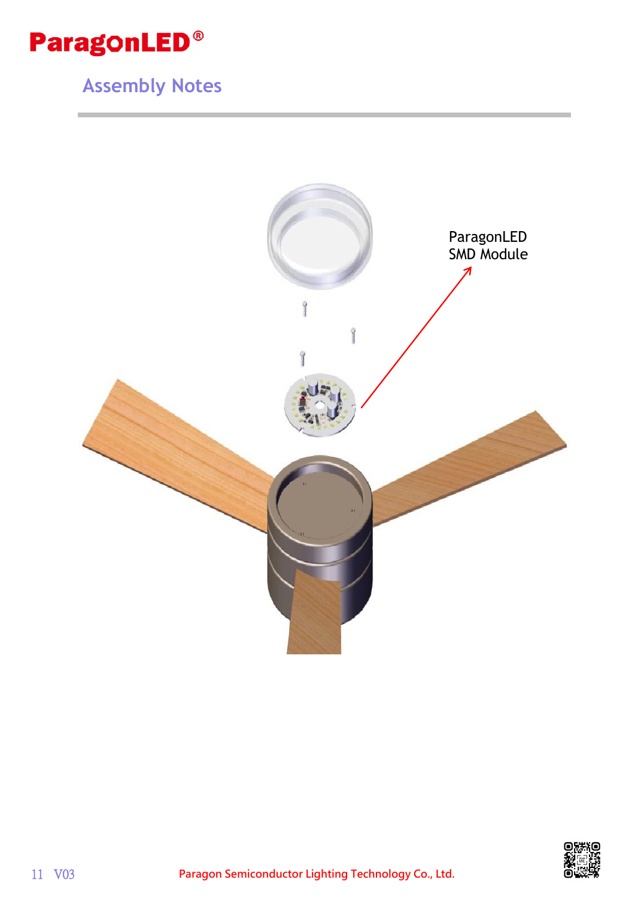## Assembly Notes

ParagonLED
SMD Module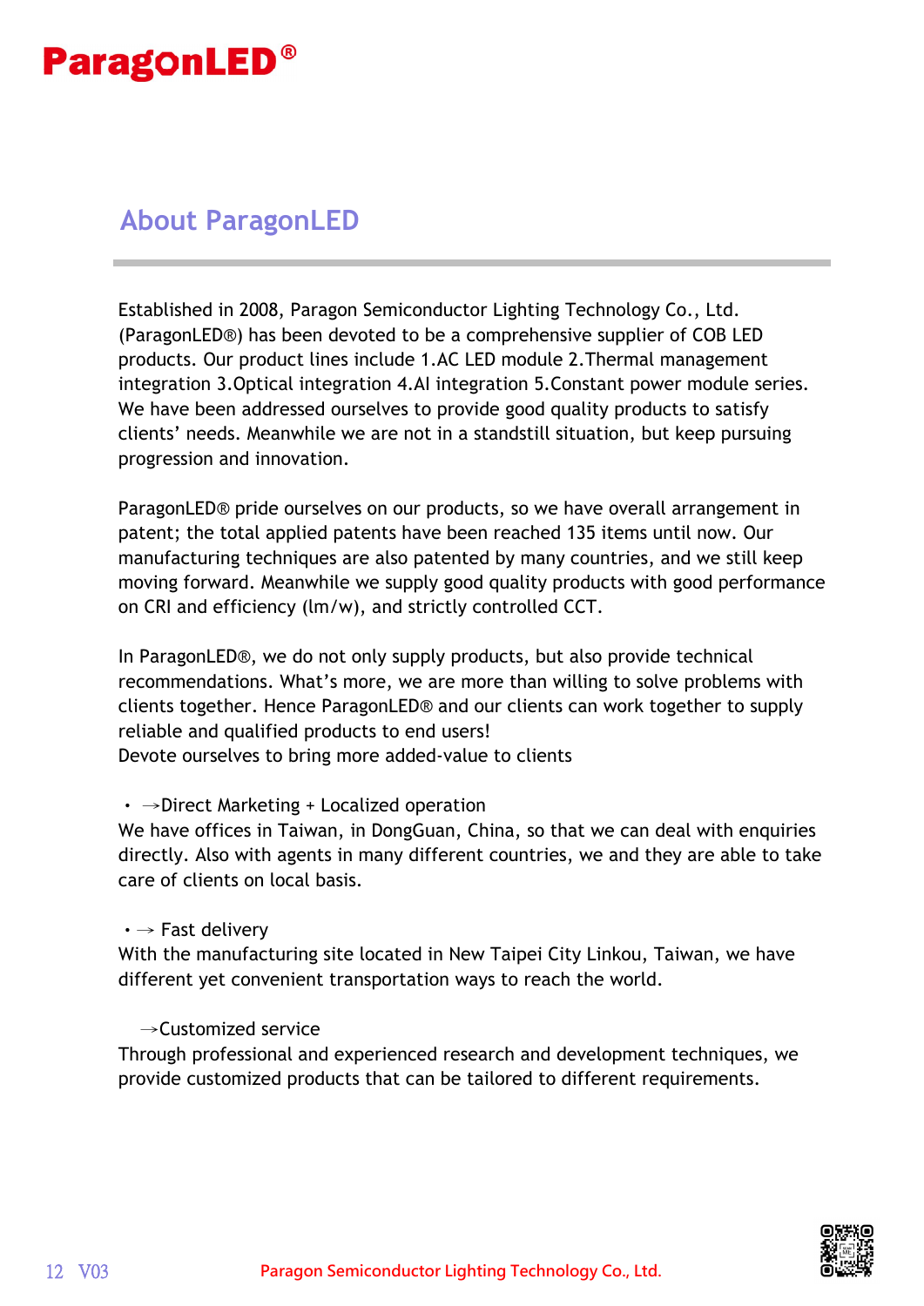## About ParagonLED

Established in 2008, Paragon Semiconductor Lighting Technology Co., Ltd. (ParagonLED®) has been devoted to be a comprehensive supplier of COB LED products. Our product lines include 1.AC LED module 2.Thermal management integration 3.Optical integration 4.AI integration 5.Constant power module series. We have been addressed ourselves to provide good quality products to satisfy clients' needs. Meanwhile we are not in a standstill situation, but keep pursuing progression and innovation.

ParagonLED® pride ourselves on our products, so we have overall arrangement in patent; the total applied patents have been reached 135 items until now. Our manufacturing techniques are also patented by many countries, and we still keep moving forward. Meanwhile we supply good quality products with good performance on CRI and efficiency (lm/w), and strictly controlled CCT.

In ParagonLED®, we do not only supply products, but also provide technical recommendations. What's more, we are more than willing to solve problems with clients together. Hence ParagonLED® and our clients can work together to supply reliable and qualified products to end users!
Devote ourselves to bring more added-value to clients

- →Direct Marketing + Localized operation

We have offices in Taiwan, in DongGuan, China, so that we can deal with enquiries directly. Also with agents in many different countries, we and they are able to take care of clients on local basis.

- → Fast delivery

With the manufacturing site located in New Taipei City Linkou, Taiwan, we have different yet convenient transportation ways to reach the world.

→Customized service

Through professional and experienced research and development techniques, we provide customized products that can be tailored to different requirements.